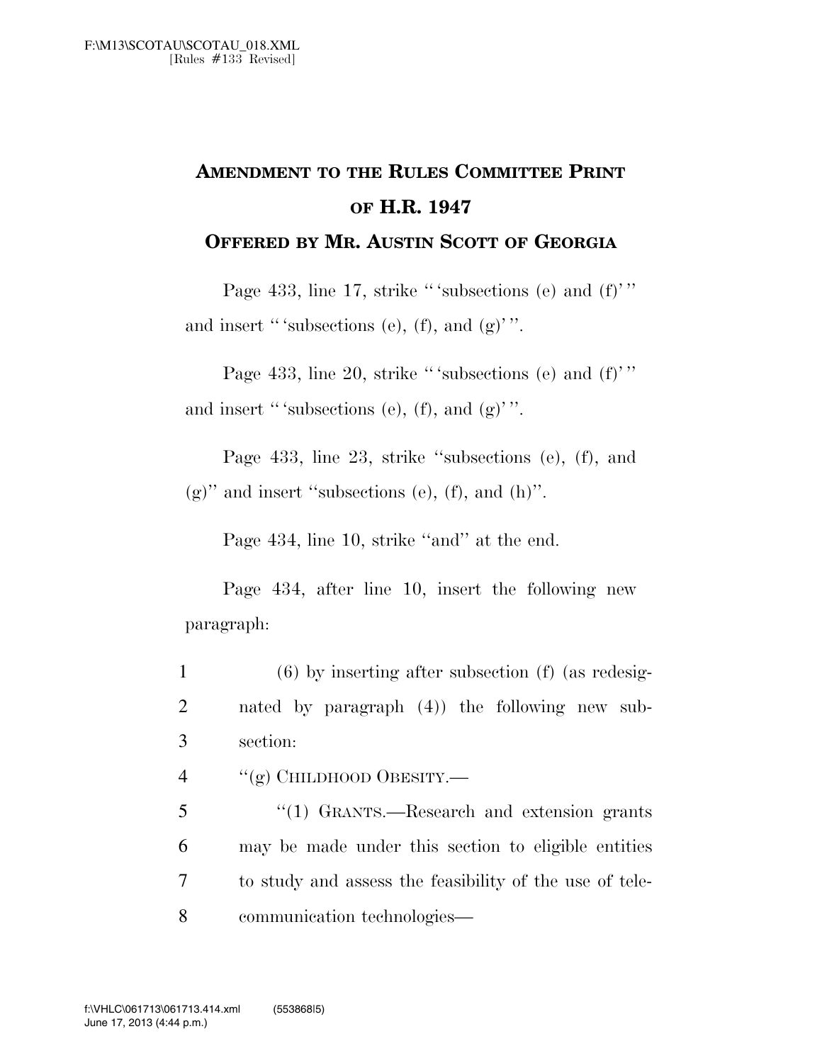F:\M13\SCOTAU\SCOTAU_018.XML
[Rules #133 Revised]

# AMENDMENT TO THE RULES COMMITTEE PRINT OF H.R. 1947

## OFFERED BY MR. AUSTIN SCOTT OF GEORGIA

Page 433, line 17, strike "'subsections (e) and (f)'" and insert "'subsections (e), (f), and (g)'".

Page 433, line 20, strike "'subsections (e) and (f)'" and insert "'subsections (e), (f), and (g)'".

Page 433, line 23, strike "subsections (e), (f), and (g)" and insert "subsections (e), (f), and (h)".

Page 434, line 10, strike "and" at the end.

Page 434, after line 10, insert the following new paragraph:

1 (6) by inserting after subsection (f) (as redesig-
2 nated by paragraph (4)) the following new sub-
3 section:

4 "(g) CHILDHOOD OBESITY.—

5 "(1) GRANTS.—Research and extension grants
6 may be made under this section to eligible entities
7 to study and assess the feasibility of the use of tele-
8 communication technologies—

f:\VHLC\061713\061713.414.xml (553868|5)
June 17, 2013 (4:44 p.m.)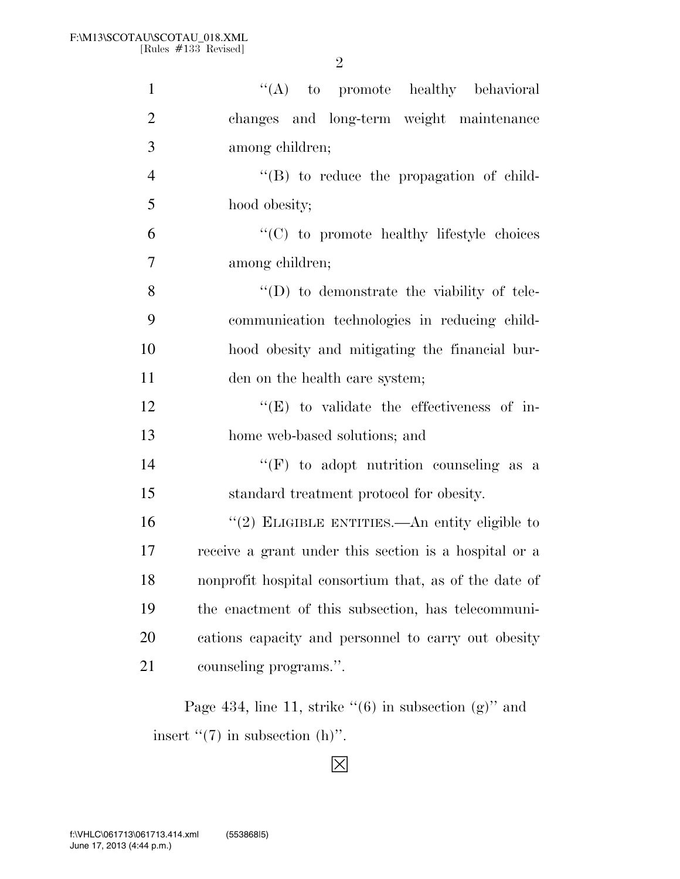''(A) to promote healthy behavioral changes and long-term weight maintenance among children;

''(B) to reduce the propagation of childhood obesity;

''(C) to promote healthy lifestyle choices among children;

''(D) to demonstrate the viability of telecommunication technologies in reducing childhood obesity and mitigating the financial burden on the health care system;

''(E) to validate the effectiveness of in-home web-based solutions; and

''(F) to adopt nutrition counseling as a standard treatment protocol for obesity.

''(2) ELIGIBLE ENTITIES.—An entity eligible to receive a grant under this section is a hospital or a nonprofit hospital consortium that, as of the date of the enactment of this subsection, has telecommunications capacity and personnel to carry out obesity counseling programs.''.

Page 434, line 11, strike ''(6) in subsection (g)'' and insert ''(7) in subsection (h)''.